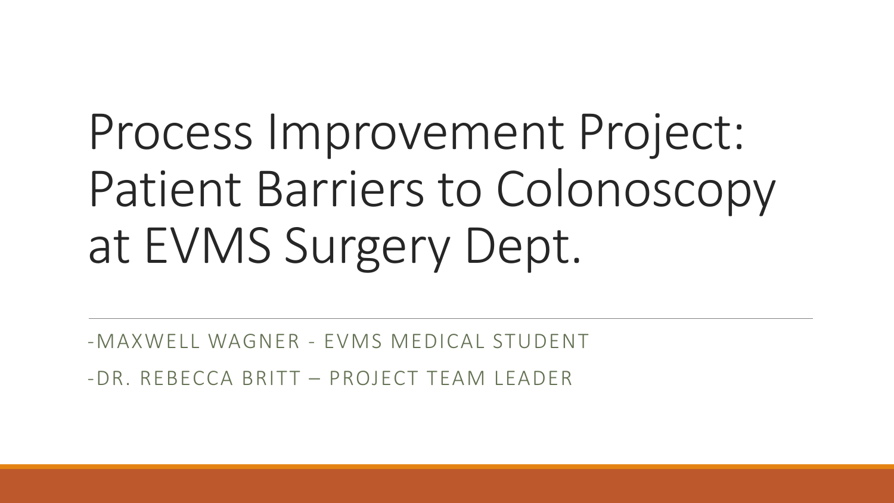# Process Improvement Project: Patient Barriers to Colonoscopy at EVMS Surgery Dept.

-MAXWELL WAGNER - EVMS MEDICAL STUDENT

-DR. REBECCA BRITT – PROJECT TEAM LEADER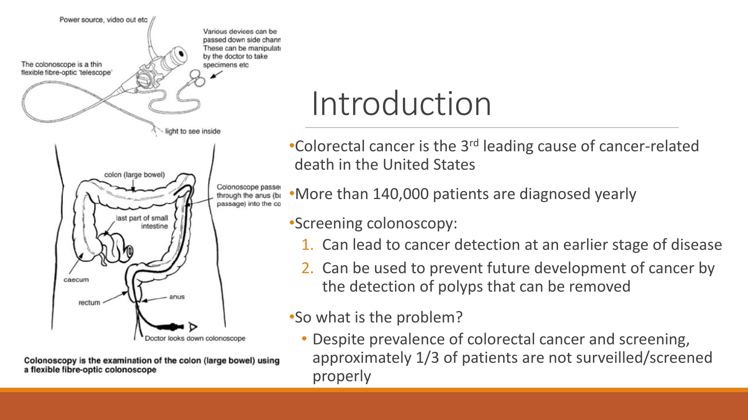# Introduction

- Colorectal cancer is the 3rd leading cause of cancer-related death in the United States
- More than 140,000 patients are diagnosed yearly
- Screening colonoscopy:
  1. Can lead to cancer detection at an earlier stage of disease
  2. Can be used to prevent future development of cancer by the detection of polyps that can be removed
- So what is the problem?
  - Despite prevalence of colorectal cancer and screening, approximately 1/3 of patients are not surveilled/screened properly

**Colonoscopy is the examination of the colon (large bowel) using a flexible fibre-optic colonoscope**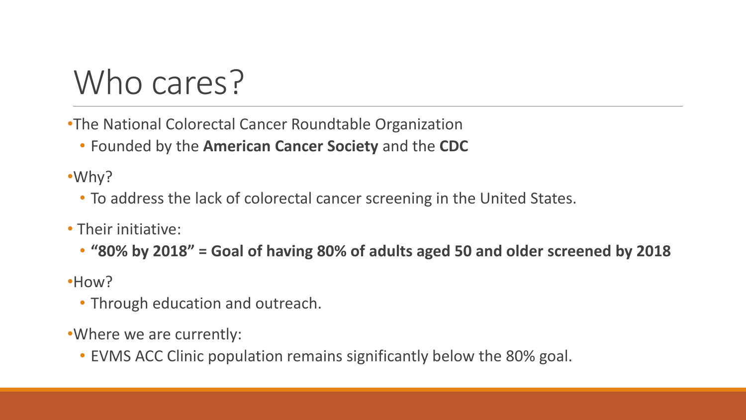# Who cares?

- The National Colorectal Cancer Roundtable Organization
  - Founded by the **American Cancer Society** and the **CDC**
- Why?
  - To address the lack of colorectal cancer screening in the United States.
- Their initiative:
  - **"80% by 2018" = Goal of having 80% of adults aged 50 and older screened by 2018**
- How?
  - Through education and outreach.
- Where we are currently:
  - EVMS ACC Clinic population remains significantly below the 80% goal.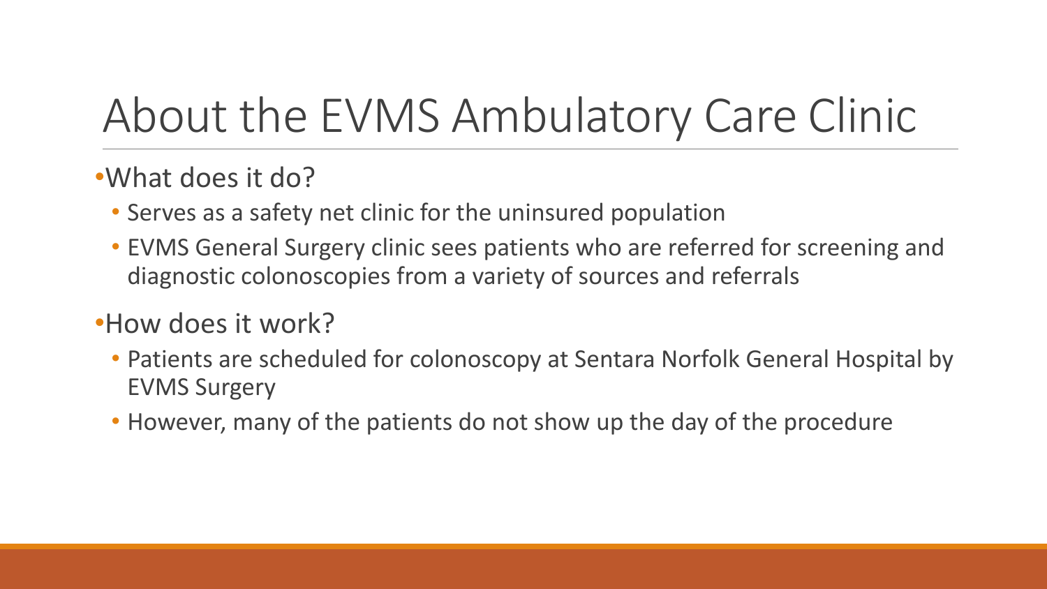# About the EVMS Ambulatory Care Clinic

- What does it do?
  - Serves as a safety net clinic for the uninsured population
  - EVMS General Surgery clinic sees patients who are referred for screening and diagnostic colonoscopies from a variety of sources and referrals
- How does it work?
  - Patients are scheduled for colonoscopy at Sentara Norfolk General Hospital by EVMS Surgery
  - However, many of the patients do not show up the day of the procedure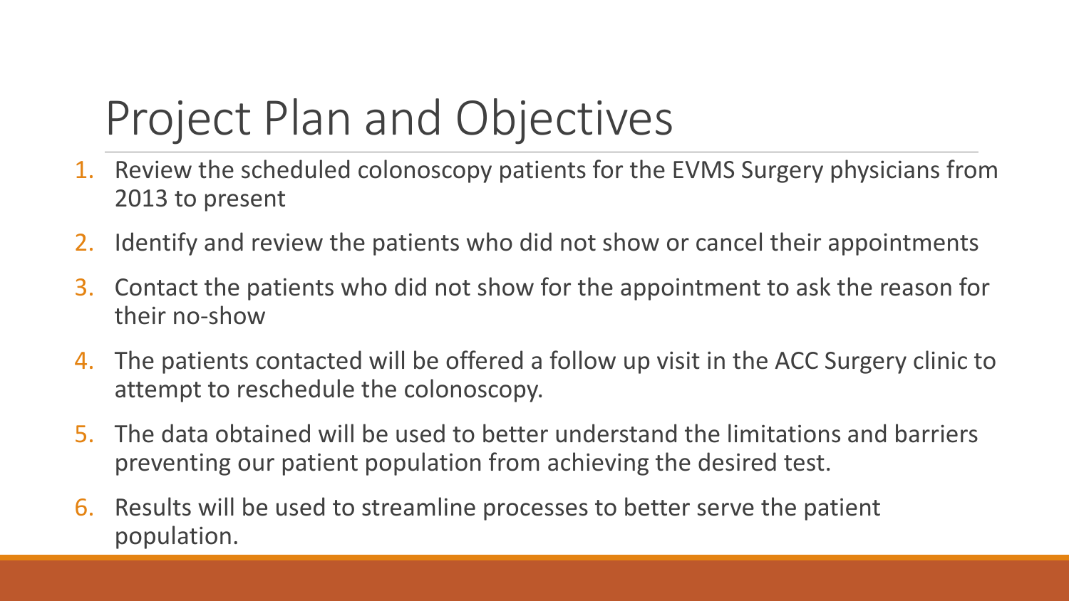# Project Plan and Objectives

1. Review the scheduled colonoscopy patients for the EVMS Surgery physicians from 2013 to present
2. Identify and review the patients who did not show or cancel their appointments
3. Contact the patients who did not show for the appointment to ask the reason for their no-show
4. The patients contacted will be offered a follow up visit in the ACC Surgery clinic to attempt to reschedule the colonoscopy.
5. The data obtained will be used to better understand the limitations and barriers preventing our patient population from achieving the desired test.
6. Results will be used to streamline processes to better serve the patient population.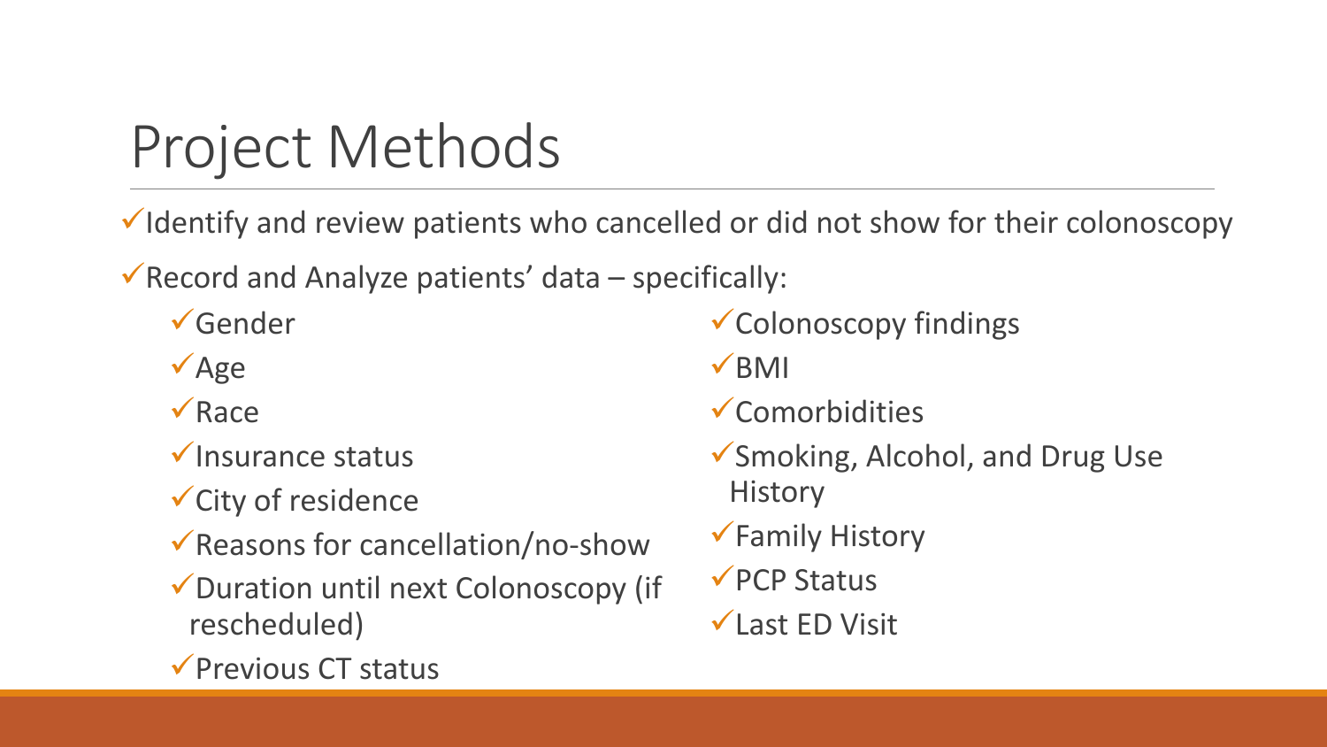# Project Methods

- ✓Identify and review patients who cancelled or did not show for their colonoscopy
- ✓Record and Analyze patients' data – specifically:
  - ✓Gender
  - ✓Age
  - ✓Race
  - ✓Insurance status
  - ✓City of residence
  - ✓Reasons for cancellation/no-show
  - ✓Duration until next Colonoscopy (if rescheduled)
  - ✓Previous CT status
  - ✓Colonoscopy findings
  - ✓BMI
  - ✓Comorbidities
  - ✓Smoking, Alcohol, and Drug Use History
  - ✓Family History
  - ✓PCP Status
  - ✓Last ED Visit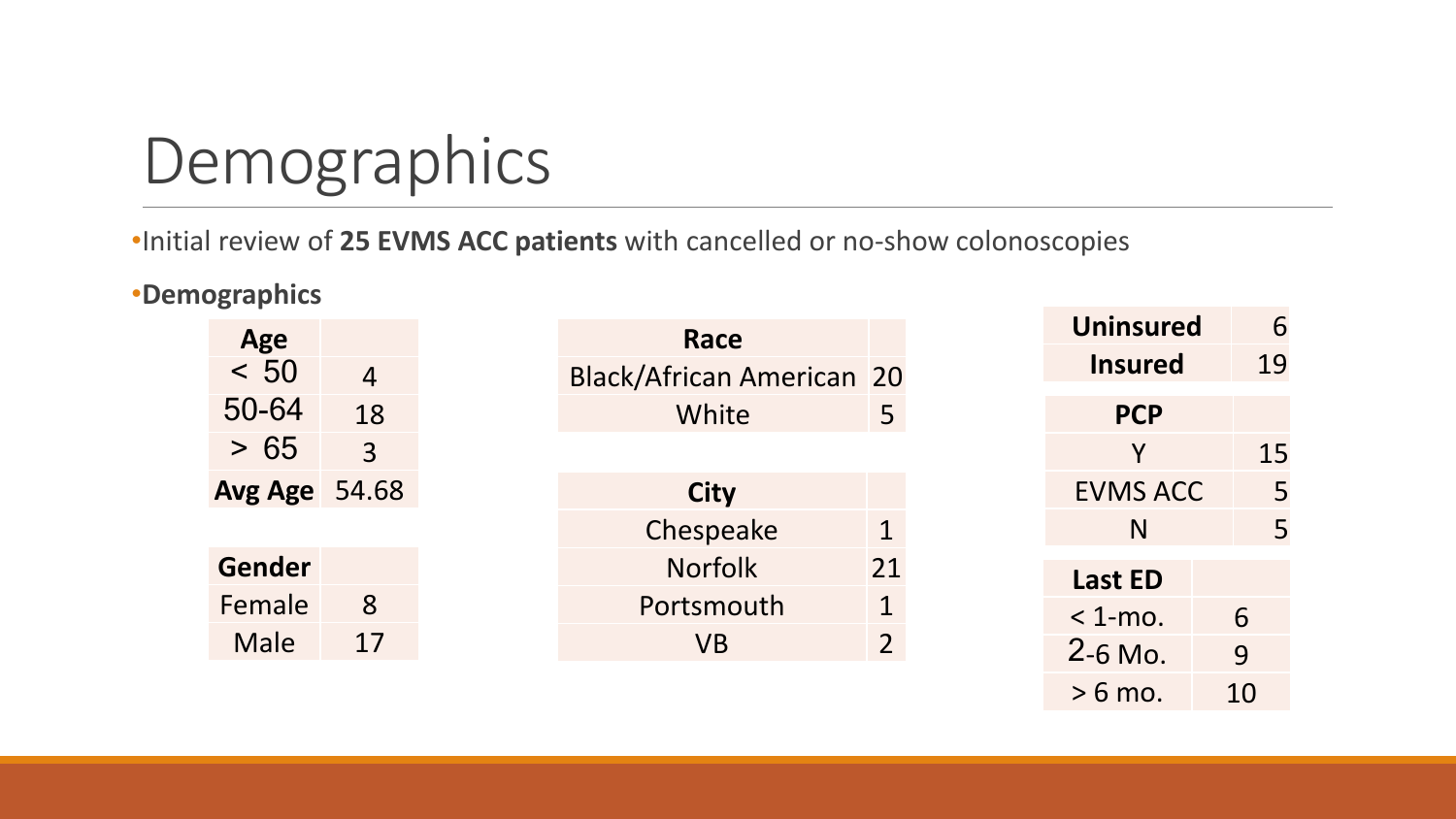# Demographics

- Initial review of **25 EVMS ACC patients** with cancelled or no-show colonoscopies
- **Demographics**

| **Age** | |
|---|---|
| < 50 | 4 |
| 50-64 | 18 |
| > 65 | 3 |
| **Avg Age** | 54.68 |

| **Gender** | |
|---|---|
| Female | 8 |
| Male | 17 |

| **Race** | |
|---|---|
| Black/African American | 20 |
| White | 5 |

| **City** | |
|---|---|
| Chespeake | 1 |
| Norfolk | 21 |
| Portsmouth | 1 |
| VB | 2 |

| | |
|---|---|
| **Uninsured** | 6 |
| **Insured** | 19 |

| **PCP** | |
|---|---|
| Y | 15 |
| EVMS ACC | 5 |
| N | 5 |

| **Last ED** | |
|---|---|
| < 1-mo. | 6 |
| 2-6 Mo. | 9 |
| > 6 mo. | 10 |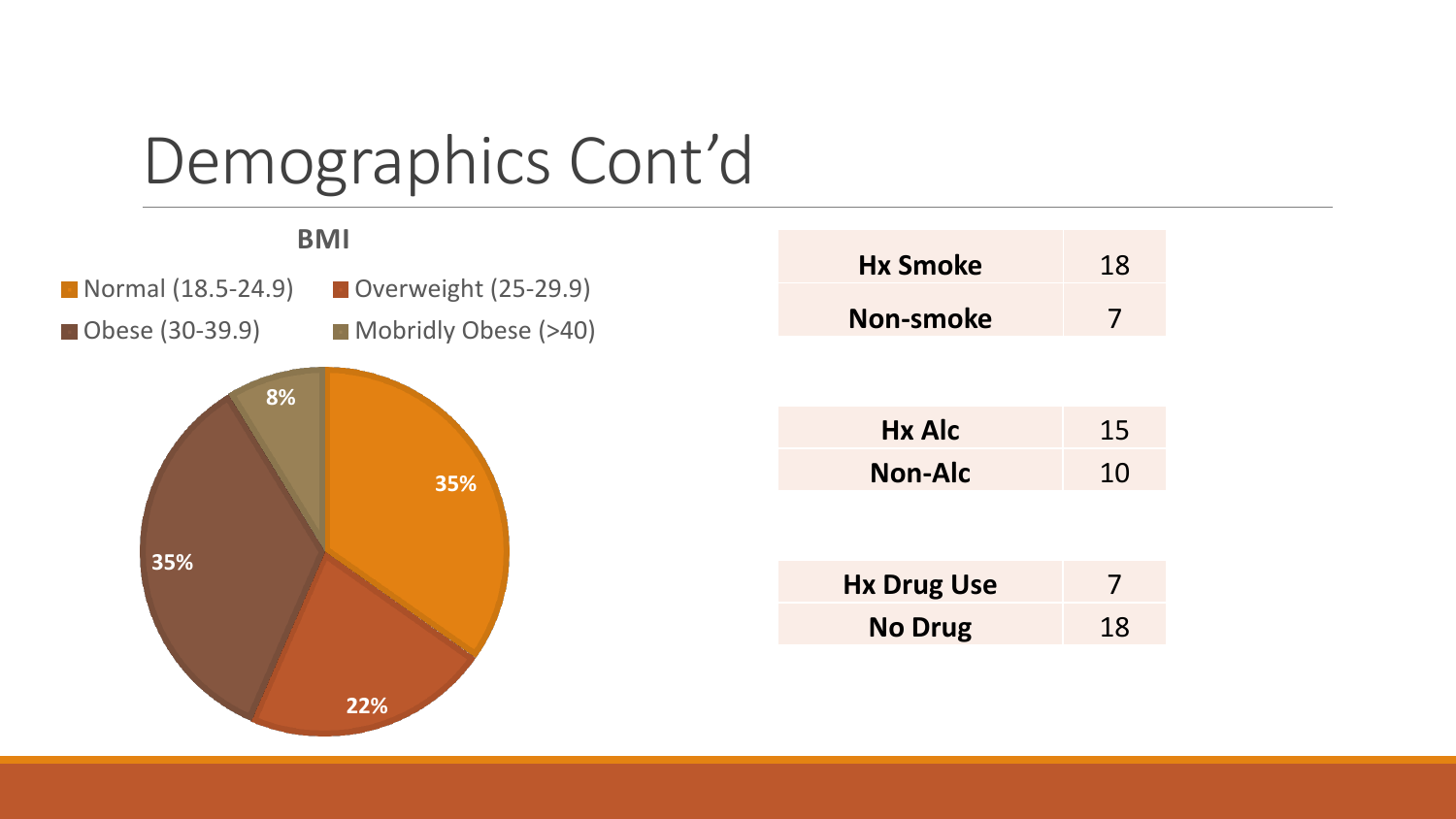# Demographics Cont'd

**BMI**

- Normal (18.5-24.9): 35%
- Overweight (25-29.9): 22%
- Obese (30-39.9): 35%
- Mobridly Obese (>40): 8%

| **Hx Smoke** | 18 |
|---|---|
| **Non-smoke** | 7 |

| **Hx Alc** | 15 |
|---|---|
| **Non-Alc** | 10 |

| **Hx Drug Use** | 7 |
|---|---|
| **No Drug** | 18 |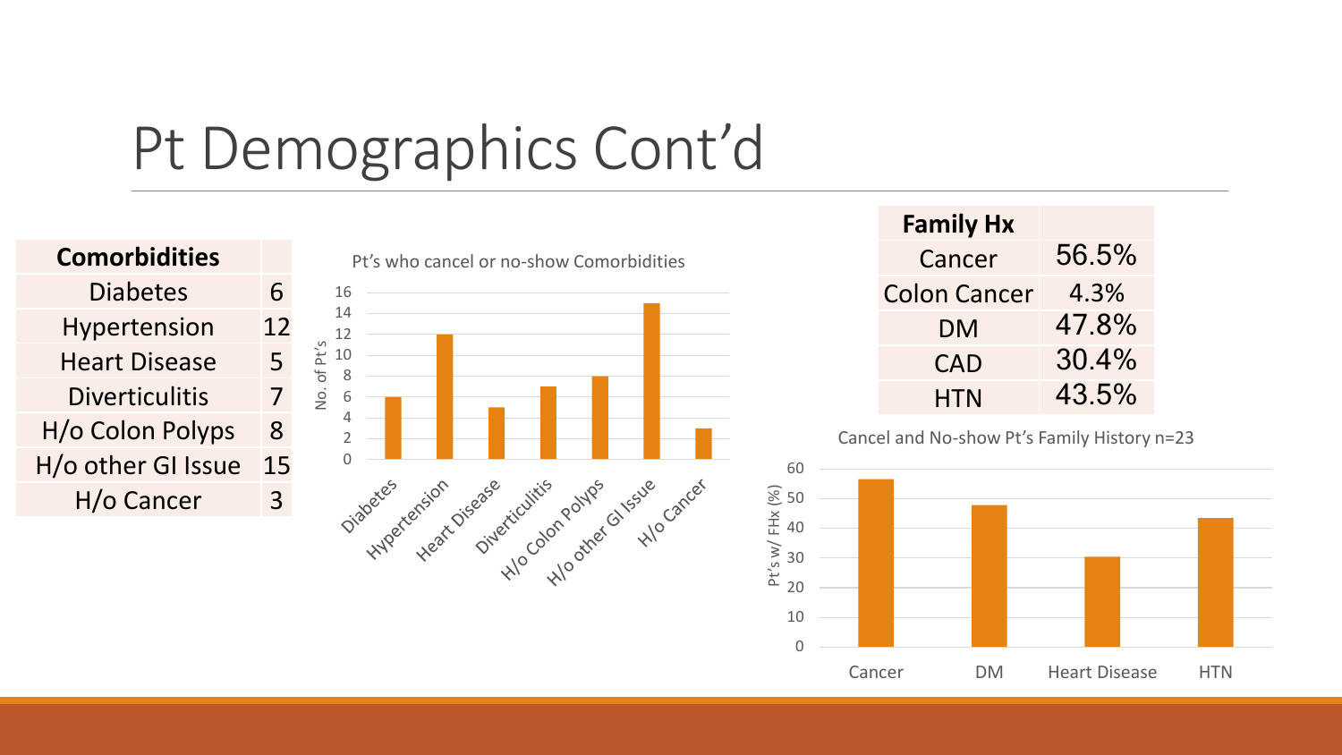# Pt Demographics Cont'd

| Comorbidities | |
|---|---|
| Diabetes | 6 |
| Hypertension | 12 |
| Heart Disease | 5 |
| Diverticulitis | 7 |
| H/o Colon Polyps | 8 |
| H/o other GI Issue | 15 |
| H/o Cancer | 3 |

Pt's who cancel or no-show Comorbidities

| Family Hx | |
|---|---|
| Cancer | 56.5% |
| Colon Cancer | 4.3% |
| DM | 47.8% |
| CAD | 30.4% |
| HTN | 43.5% |

Cancel and No-show Pt's Family History n=23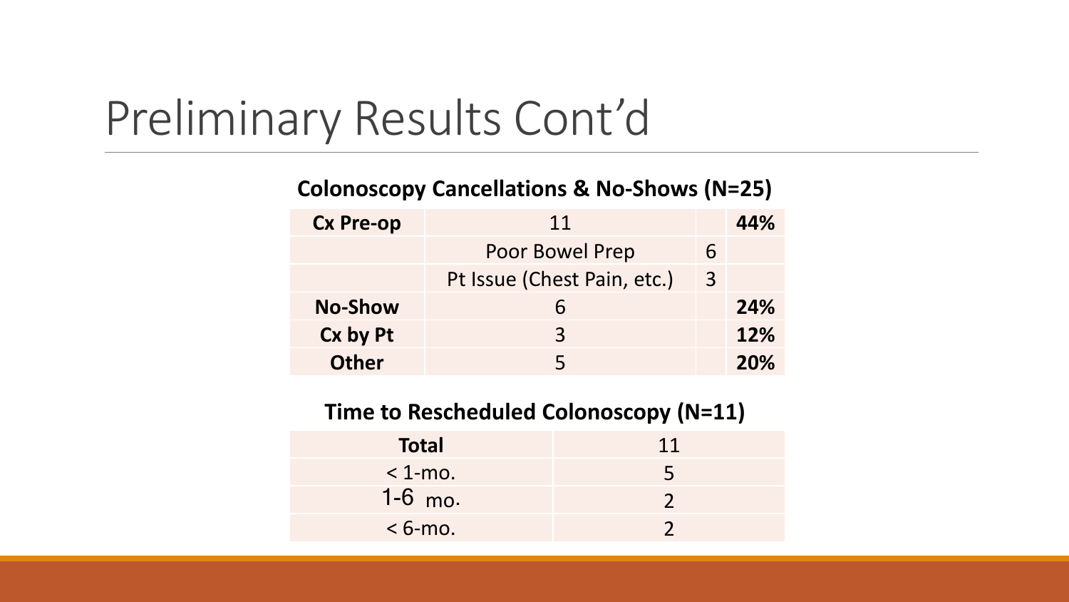# Preliminary Results Cont'd

**Colonoscopy Cancellations & No-Shows (N=25)**

| **Cx Pre-op** | 11 | | **44%** |
|---|---|---|---|
| | Poor Bowel Prep | 6 | |
| | Pt Issue (Chest Pain, etc.) | 3 | |
| **No-Show** | 6 | | **24%** |
| **Cx by Pt** | 3 | | **12%** |
| **Other** | 5 | | **20%** |

**Time to Rescheduled Colonoscopy (N=11)**

| **Total** | 11 |
|---|---|
| < 1-mo. | 5 |
| 1-6 mo. | 2 |
| < 6-mo. | 2 |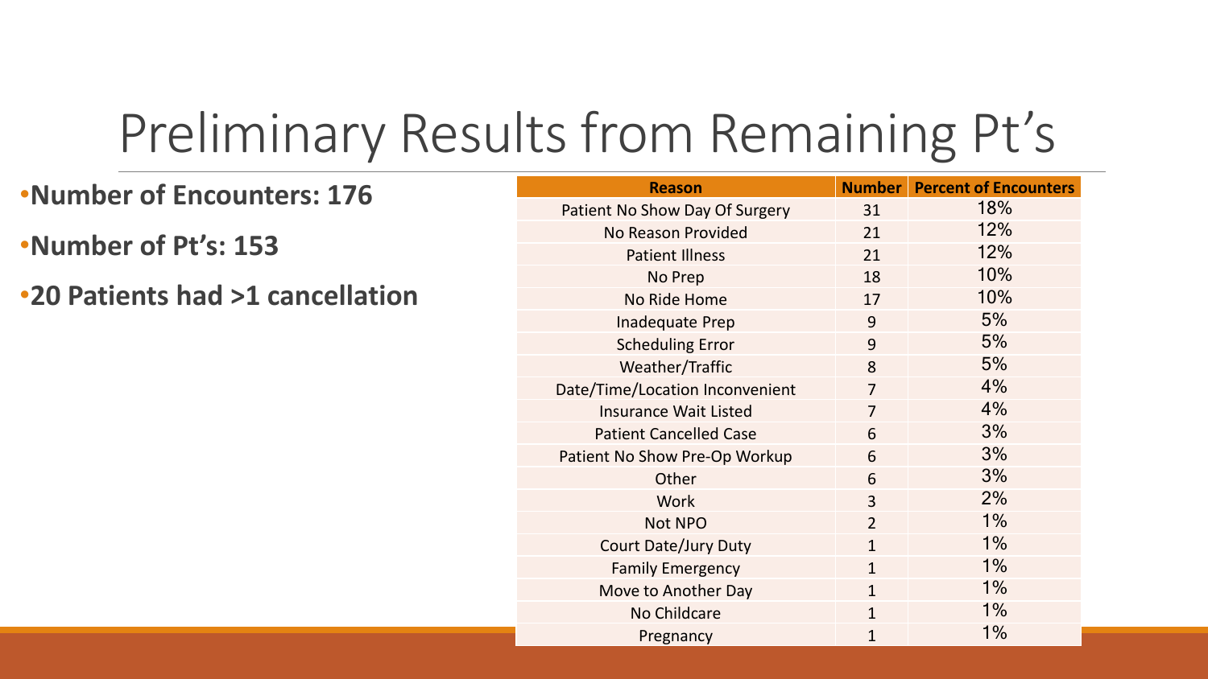# Preliminary Results from Remaining Pt’s

- **Number of Encounters: 176**
- **Number of Pt’s: 153**
- **20 Patients had >1 cancellation**

| Reason | Number | Percent of Encounters |
|---|---|---|
| Patient No Show Day Of Surgery | 31 | 18% |
| No Reason Provided | 21 | 12% |
| Patient Illness | 21 | 12% |
| No Prep | 18 | 10% |
| No Ride Home | 17 | 10% |
| Inadequate Prep | 9 | 5% |
| Scheduling Error | 9 | 5% |
| Weather/Traffic | 8 | 5% |
| Date/Time/Location Inconvenient | 7 | 4% |
| Insurance Wait Listed | 7 | 4% |
| Patient Cancelled Case | 6 | 3% |
| Patient No Show Pre-Op Workup | 6 | 3% |
| Other | 6 | 3% |
| Work | 3 | 2% |
| Not NPO | 2 | 1% |
| Court Date/Jury Duty | 1 | 1% |
| Family Emergency | 1 | 1% |
| Move to Another Day | 1 | 1% |
| No Childcare | 1 | 1% |
| Pregnancy | 1 | 1% |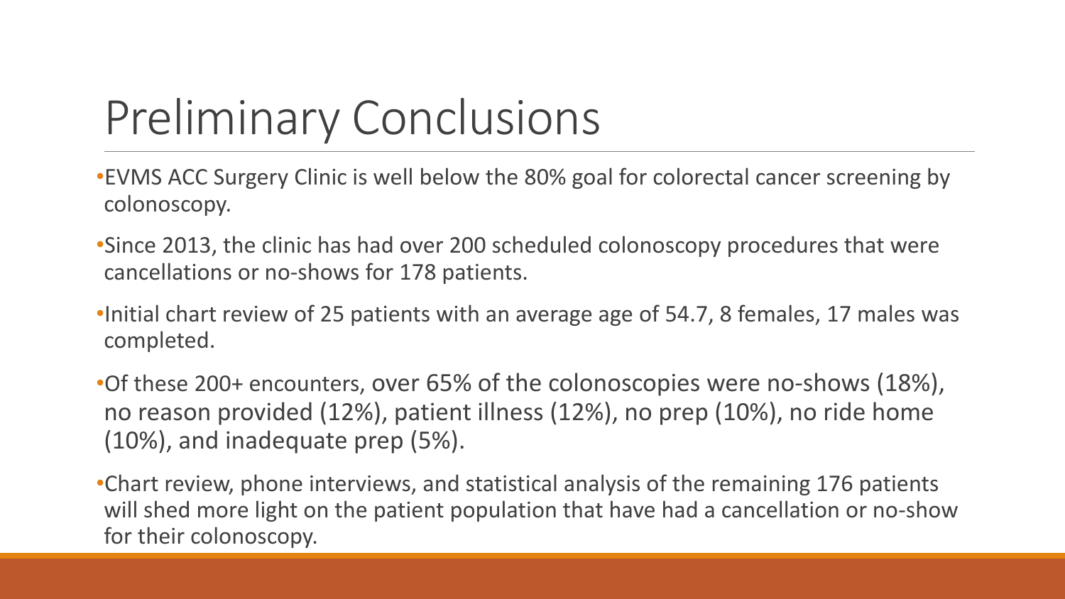# Preliminary Conclusions

- EVMS ACC Surgery Clinic is well below the 80% goal for colorectal cancer screening by colonoscopy.
- Since 2013, the clinic has had over 200 scheduled colonoscopy procedures that were cancellations or no-shows for 178 patients.
- Initial chart review of 25 patients with an average age of 54.7, 8 females, 17 males was completed.
- Of these 200+ encounters, over 65% of the colonoscopies were no-shows (18%), no reason provided (12%), patient illness (12%), no prep (10%), no ride home (10%), and inadequate prep (5%).
- Chart review, phone interviews, and statistical analysis of the remaining 176 patients will shed more light on the patient population that have had a cancellation or no-show for their colonoscopy.